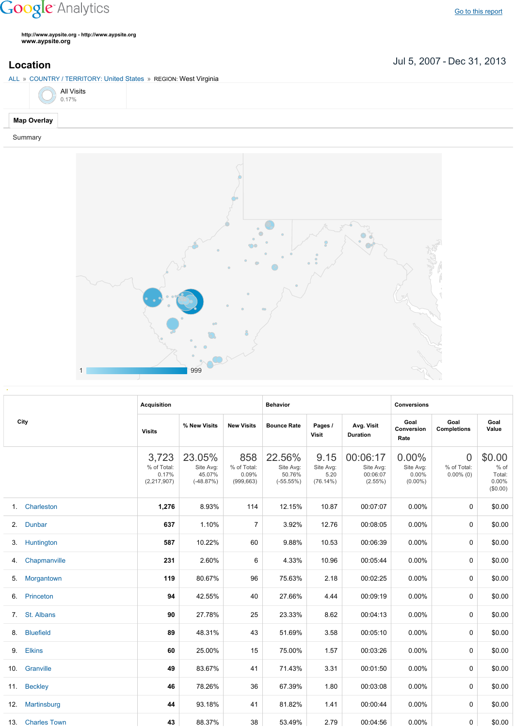Google Analytics

Go to this report

http://www.aypsite.org - http://www.aypsite.org
**www.aypsite.org**

## Location

Jul 5, 2007 - Dec 31, 2013

ALL » COUNTRY / TERRITORY: United States » REGION: West Virginia

All Visits
0.17%

**Map Overlay**

Summary

1 999

| City | Acquisition | | | Behavior | | | Conversions | | |
|---|---|---|---|---|---|---|---|---|---|
| | Visits | % New Visits | New Visits | Bounce Rate | Pages / Visit | Avg. Visit Duration | Goal Conversion Rate | Goal Completions | Goal Value |
| | 3,723 % of Total: 0.17% (2,217,907) | 23.05% Site Avg: 45.07% (-48.87%) | 858 % of Total: 0.09% (999,663) | 22.56% Site Avg: 50.76% (-55.55%) | 9.15 Site Avg: 5.20 (76.14%) | 00:06:17 Site Avg: 00:06:07 (2.55%) | 0.00% Site Avg: 0.00% (0.00%) | 0 % of Total: 0.00% (0) | $0.00 % of Total: 0.00% ($0.00) |
| 1. Charleston | **1,276** | 8.93% | 114 | 12.15% | 10.87 | 00:07:07 | 0.00% | 0 | $0.00 |
| 2. Dunbar | **637** | 1.10% | 7 | 3.92% | 12.76 | 00:08:05 | 0.00% | 0 | $0.00 |
| 3. Huntington | **587** | 10.22% | 60 | 9.88% | 10.53 | 00:06:39 | 0.00% | 0 | $0.00 |
| 4. Chapmanville | **231** | 2.60% | 6 | 4.33% | 10.96 | 00:05:44 | 0.00% | 0 | $0.00 |
| 5. Morgantown | **119** | 80.67% | 96 | 75.63% | 2.18 | 00:02:25 | 0.00% | 0 | $0.00 |
| 6. Princeton | **94** | 42.55% | 40 | 27.66% | 4.44 | 00:09:19 | 0.00% | 0 | $0.00 |
| 7. St. Albans | **90** | 27.78% | 25 | 23.33% | 8.62 | 00:04:13 | 0.00% | 0 | $0.00 |
| 8. Bluefield | **89** | 48.31% | 43 | 51.69% | 3.58 | 00:05:10 | 0.00% | 0 | $0.00 |
| 9. Elkins | **60** | 25.00% | 15 | 75.00% | 1.57 | 00:03:26 | 0.00% | 0 | $0.00 |
| 10. Granville | **49** | 83.67% | 41 | 71.43% | 3.31 | 00:01:50 | 0.00% | 0 | $0.00 |
| 11. Beckley | **46** | 78.26% | 36 | 67.39% | 1.80 | 00:03:08 | 0.00% | 0 | $0.00 |
| 12. Martinsburg | **44** | 93.18% | 41 | 81.82% | 1.41 | 00:00:44 | 0.00% | 0 | $0.00 |
| 13. Charles Town | **43** | 88.37% | 38 | 53.49% | 2.79 | 00:04:56 | 0.00% | 0 | $0.00 |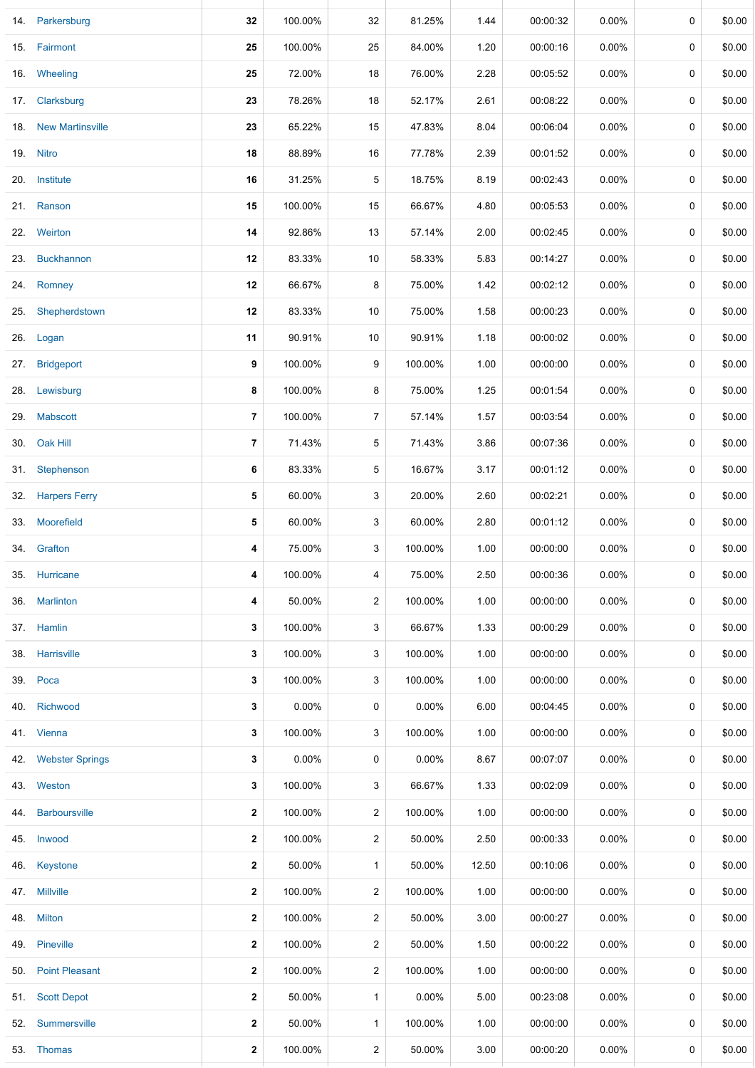| | | | | | | | | | |
|---|---|---|---|---|---|---|---|---|---|
| 14. | Parkersburg | **32** | 100.00% | 32 | 81.25% | 1.44 | 00:00:32 | 0.00% | 0 | $0.00 |
| 15. | Fairmont | **25** | 100.00% | 25 | 84.00% | 1.20 | 00:00:16 | 0.00% | 0 | $0.00 |
| 16. | Wheeling | **25** | 72.00% | 18 | 76.00% | 2.28 | 00:05:52 | 0.00% | 0 | $0.00 |
| 17. | Clarksburg | **23** | 78.26% | 18 | 52.17% | 2.61 | 00:08:22 | 0.00% | 0 | $0.00 |
| 18. | New Martinsville | **23** | 65.22% | 15 | 47.83% | 8.04 | 00:06:04 | 0.00% | 0 | $0.00 |
| 19. | Nitro | **18** | 88.89% | 16 | 77.78% | 2.39 | 00:01:52 | 0.00% | 0 | $0.00 |
| 20. | Institute | **16** | 31.25% | 5 | 18.75% | 8.19 | 00:02:43 | 0.00% | 0 | $0.00 |
| 21. | Ranson | **15** | 100.00% | 15 | 66.67% | 4.80 | 00:05:53 | 0.00% | 0 | $0.00 |
| 22. | Weirton | **14** | 92.86% | 13 | 57.14% | 2.00 | 00:02:45 | 0.00% | 0 | $0.00 |
| 23. | Buckhannon | **12** | 83.33% | 10 | 58.33% | 5.83 | 00:14:27 | 0.00% | 0 | $0.00 |
| 24. | Romney | **12** | 66.67% | 8 | 75.00% | 1.42 | 00:02:12 | 0.00% | 0 | $0.00 |
| 25. | Shepherdstown | **12** | 83.33% | 10 | 75.00% | 1.58 | 00:00:23 | 0.00% | 0 | $0.00 |
| 26. | Logan | **11** | 90.91% | 10 | 90.91% | 1.18 | 00:00:02 | 0.00% | 0 | $0.00 |
| 27. | Bridgeport | **9** | 100.00% | 9 | 100.00% | 1.00 | 00:00:00 | 0.00% | 0 | $0.00 |
| 28. | Lewisburg | **8** | 100.00% | 8 | 75.00% | 1.25 | 00:01:54 | 0.00% | 0 | $0.00 |
| 29. | Mabscott | **7** | 100.00% | 7 | 57.14% | 1.57 | 00:03:54 | 0.00% | 0 | $0.00 |
| 30. | Oak Hill | **7** | 71.43% | 5 | 71.43% | 3.86 | 00:07:36 | 0.00% | 0 | $0.00 |
| 31. | Stephenson | **6** | 83.33% | 5 | 16.67% | 3.17 | 00:01:12 | 0.00% | 0 | $0.00 |
| 32. | Harpers Ferry | **5** | 60.00% | 3 | 20.00% | 2.60 | 00:02:21 | 0.00% | 0 | $0.00 |
| 33. | Moorefield | **5** | 60.00% | 3 | 60.00% | 2.80 | 00:01:12 | 0.00% | 0 | $0.00 |
| 34. | Grafton | **4** | 75.00% | 3 | 100.00% | 1.00 | 00:00:00 | 0.00% | 0 | $0.00 |
| 35. | Hurricane | **4** | 100.00% | 4 | 75.00% | 2.50 | 00:00:36 | 0.00% | 0 | $0.00 |
| 36. | Marlinton | **4** | 50.00% | 2 | 100.00% | 1.00 | 00:00:00 | 0.00% | 0 | $0.00 |
| 37. | Hamlin | **3** | 100.00% | 3 | 66.67% | 1.33 | 00:00:29 | 0.00% | 0 | $0.00 |
| 38. | Harrisville | **3** | 100.00% | 3 | 100.00% | 1.00 | 00:00:00 | 0.00% | 0 | $0.00 |
| 39. | Poca | **3** | 100.00% | 3 | 100.00% | 1.00 | 00:00:00 | 0.00% | 0 | $0.00 |
| 40. | Richwood | **3** | 0.00% | 0 | 0.00% | 6.00 | 00:04:45 | 0.00% | 0 | $0.00 |
| 41. | Vienna | **3** | 100.00% | 3 | 100.00% | 1.00 | 00:00:00 | 0.00% | 0 | $0.00 |
| 42. | Webster Springs | **3** | 0.00% | 0 | 0.00% | 8.67 | 00:07:07 | 0.00% | 0 | $0.00 |
| 43. | Weston | **3** | 100.00% | 3 | 66.67% | 1.33 | 00:02:09 | 0.00% | 0 | $0.00 |
| 44. | Barboursville | **2** | 100.00% | 2 | 100.00% | 1.00 | 00:00:00 | 0.00% | 0 | $0.00 |
| 45. | Inwood | **2** | 100.00% | 2 | 50.00% | 2.50 | 00:00:33 | 0.00% | 0 | $0.00 |
| 46. | Keystone | **2** | 50.00% | 1 | 50.00% | 12.50 | 00:10:06 | 0.00% | 0 | $0.00 |
| 47. | Millville | **2** | 100.00% | 2 | 100.00% | 1.00 | 00:00:00 | 0.00% | 0 | $0.00 |
| 48. | Milton | **2** | 100.00% | 2 | 50.00% | 3.00 | 00:00:27 | 0.00% | 0 | $0.00 |
| 49. | Pineville | **2** | 100.00% | 2 | 50.00% | 1.50 | 00:00:22 | 0.00% | 0 | $0.00 |
| 50. | Point Pleasant | **2** | 100.00% | 2 | 100.00% | 1.00 | 00:00:00 | 0.00% | 0 | $0.00 |
| 51. | Scott Depot | **2** | 50.00% | 1 | 0.00% | 5.00 | 00:23:08 | 0.00% | 0 | $0.00 |
| 52. | Summersville | **2** | 50.00% | 1 | 100.00% | 1.00 | 00:00:00 | 0.00% | 0 | $0.00 |
| 53. | Thomas | **2** | 100.00% | 2 | 50.00% | 3.00 | 00:00:20 | 0.00% | 0 | $0.00 |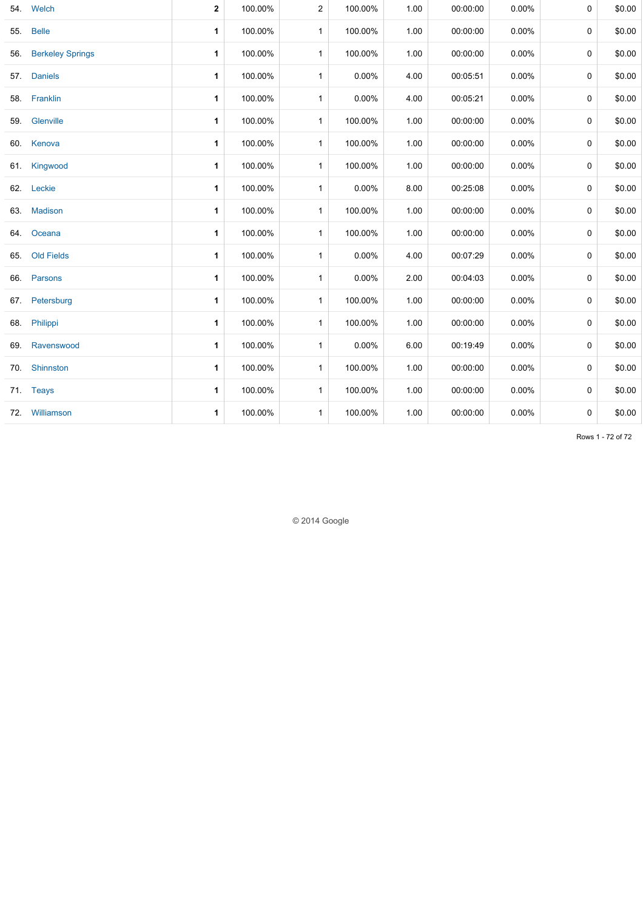| | | | | | | | | | |
|---|---|---|---|---|---|---|---|---|---|
| 54. | Welch | **2** | 100.00% | 2 | 100.00% | 1.00 | 00:00:00 | 0.00% | 0 | $0.00 |
| 55. | Belle | **1** | 100.00% | 1 | 100.00% | 1.00 | 00:00:00 | 0.00% | 0 | $0.00 |
| 56. | Berkeley Springs | **1** | 100.00% | 1 | 100.00% | 1.00 | 00:00:00 | 0.00% | 0 | $0.00 |
| 57. | Daniels | **1** | 100.00% | 1 | 0.00% | 4.00 | 00:05:51 | 0.00% | 0 | $0.00 |
| 58. | Franklin | **1** | 100.00% | 1 | 0.00% | 4.00 | 00:05:21 | 0.00% | 0 | $0.00 |
| 59. | Glenville | **1** | 100.00% | 1 | 100.00% | 1.00 | 00:00:00 | 0.00% | 0 | $0.00 |
| 60. | Kenova | **1** | 100.00% | 1 | 100.00% | 1.00 | 00:00:00 | 0.00% | 0 | $0.00 |
| 61. | Kingwood | **1** | 100.00% | 1 | 100.00% | 1.00 | 00:00:00 | 0.00% | 0 | $0.00 |
| 62. | Leckie | **1** | 100.00% | 1 | 0.00% | 8.00 | 00:25:08 | 0.00% | 0 | $0.00 |
| 63. | Madison | **1** | 100.00% | 1 | 100.00% | 1.00 | 00:00:00 | 0.00% | 0 | $0.00 |
| 64. | Oceana | **1** | 100.00% | 1 | 100.00% | 1.00 | 00:00:00 | 0.00% | 0 | $0.00 |
| 65. | Old Fields | **1** | 100.00% | 1 | 0.00% | 4.00 | 00:07:29 | 0.00% | 0 | $0.00 |
| 66. | Parsons | **1** | 100.00% | 1 | 0.00% | 2.00 | 00:04:03 | 0.00% | 0 | $0.00 |
| 67. | Petersburg | **1** | 100.00% | 1 | 100.00% | 1.00 | 00:00:00 | 0.00% | 0 | $0.00 |
| 68. | Philippi | **1** | 100.00% | 1 | 100.00% | 1.00 | 00:00:00 | 0.00% | 0 | $0.00 |
| 69. | Ravenswood | **1** | 100.00% | 1 | 0.00% | 6.00 | 00:19:49 | 0.00% | 0 | $0.00 |
| 70. | Shinnston | **1** | 100.00% | 1 | 100.00% | 1.00 | 00:00:00 | 0.00% | 0 | $0.00 |
| 71. | Teays | **1** | 100.00% | 1 | 100.00% | 1.00 | 00:00:00 | 0.00% | 0 | $0.00 |
| 72. | Williamson | **1** | 100.00% | 1 | 100.00% | 1.00 | 00:00:00 | 0.00% | 0 | $0.00 |

Rows 1 - 72 of 72

© 2014 Google